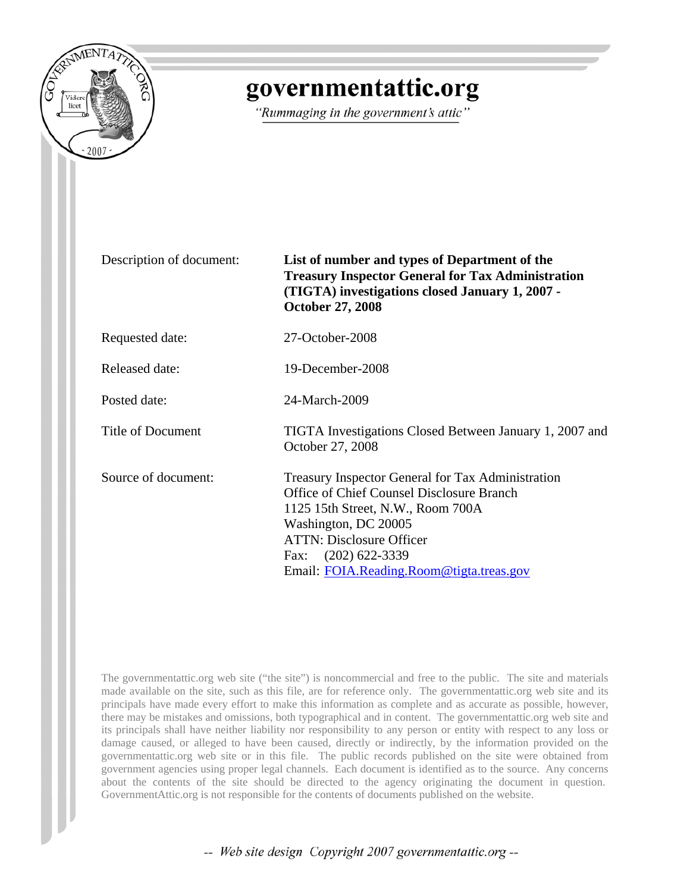# governmentattic.org

*"Rummaging in the government's attic"*

| | |
|---|---|
| Description of document: | **List of number and types of Department of the Treasury Inspector General for Tax Administration (TIGTA) investigations closed January 1, 2007 - October 27, 2008** |
| Requested date: | 27-October-2008 |
| Released date: | 19-December-2008 |
| Posted date: | 24-March-2009 |
| Title of Document | TIGTA Investigations Closed Between January 1, 2007 and October 27, 2008 |
| Source of document: | Treasury Inspector General for Tax Administration<br>Office of Chief Counsel Disclosure Branch<br>1125 15th Street, N.W., Room 700A<br>Washington, DC 20005<br>ATTN: Disclosure Officer<br>Fax: (202) 622-3339<br>Email: FOIA.Reading.Room@tigta.treas.gov |

The governmentattic.org web site ("the site") is noncommercial and free to the public. The site and materials made available on the site, such as this file, are for reference only. The governmentattic.org web site and its principals have made every effort to make this information as complete and as accurate as possible, however, there may be mistakes and omissions, both typographical and in content. The governmentattic.org web site and its principals shall have neither liability nor responsibility to any person or entity with respect to any loss or damage caused, or alleged to have been caused, directly or indirectly, by the information provided on the governmentattic.org web site or in this file. The public records published on the site were obtained from government agencies using proper legal channels. Each document is identified as to the source. Any concerns about the contents of the site should be directed to the agency originating the document in question. GovernmentAttic.org is not responsible for the contents of documents published on the website.

-- Web site design Copyright 2007 governmentattic.org --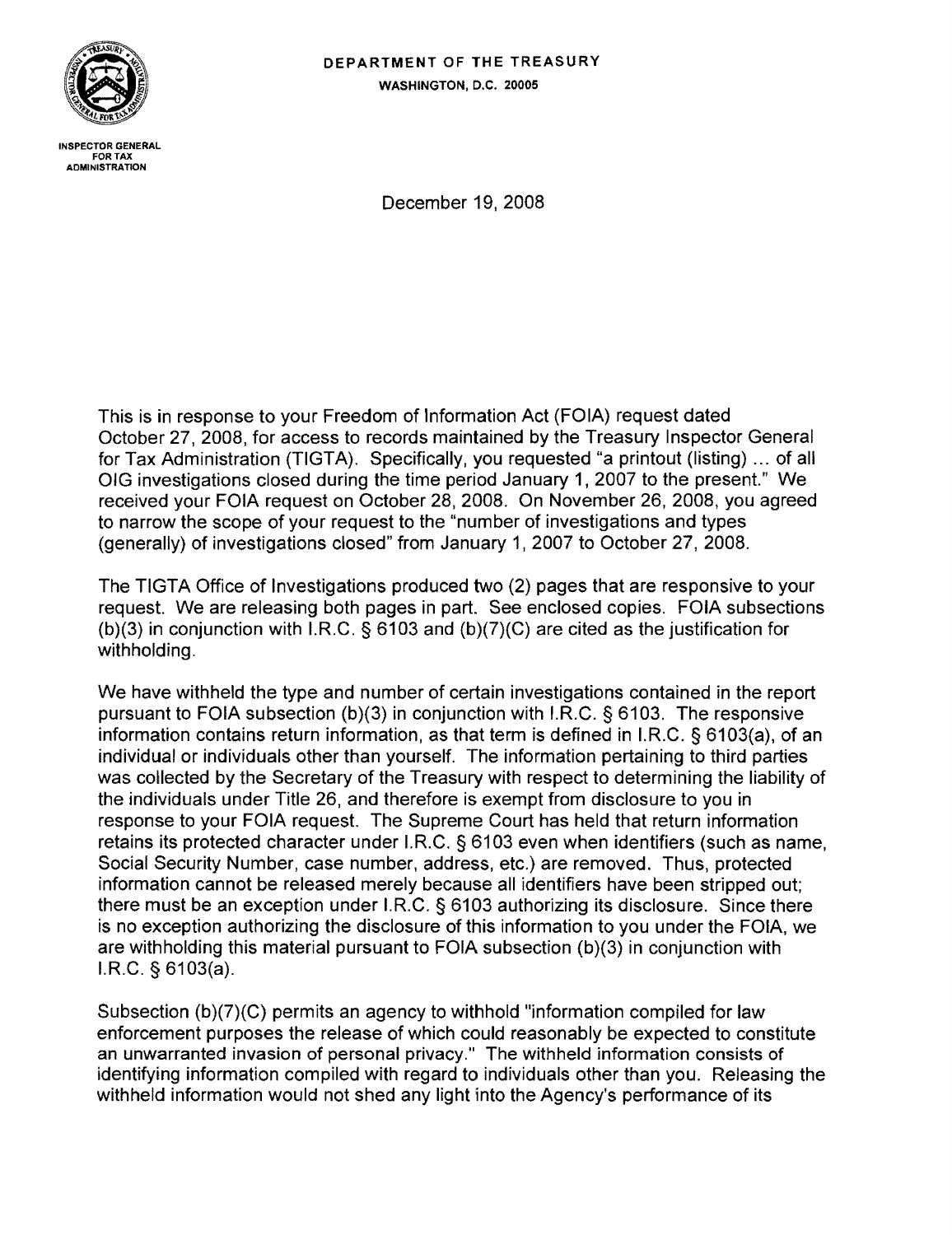DEPARTMENT OF THE TREASURY

WASHINGTON, D.C. 20005

INSPECTOR GENERAL FOR TAX ADMINISTRATION

December 19, 2008

This is in response to your Freedom of Information Act (FOIA) request dated October 27, 2008, for access to records maintained by the Treasury Inspector General for Tax Administration (TIGTA). Specifically, you requested "a printout (listing) ... of all OIG investigations closed during the time period January 1, 2007 to the present." We received your FOIA request on October 28, 2008. On November 26, 2008, you agreed to narrow the scope of your request to the "number of investigations and types (generally) of investigations closed" from January 1, 2007 to October 27, 2008.

The TIGTA Office of Investigations produced two (2) pages that are responsive to your request. We are releasing both pages in part. See enclosed copies. FOIA subsections (b)(3) in conjunction with I.R.C. § 6103 and (b)(7)(C) are cited as the justification for withholding.

We have withheld the type and number of certain investigations contained in the report pursuant to FOIA subsection (b)(3) in conjunction with I.R.C. § 6103. The responsive information contains return information, as that term is defined in I.R.C. § 6103(a), of an individual or individuals other than yourself. The information pertaining to third parties was collected by the Secretary of the Treasury with respect to determining the liability of the individuals under Title 26, and therefore is exempt from disclosure to you in response to your FOIA request. The Supreme Court has held that return information retains its protected character under I.R.C. § 6103 even when identifiers (such as name, Social Security Number, case number, address, etc.) are removed. Thus, protected information cannot be released merely because all identifiers have been stripped out; there must be an exception under I.R.C. § 6103 authorizing its disclosure. Since there is no exception authorizing the disclosure of this information to you under the FOIA, we are withholding this material pursuant to FOIA subsection (b)(3) in conjunction with I.R.C. § 6103(a).

Subsection (b)(7)(C) permits an agency to withhold "information compiled for law enforcement purposes the release of which could reasonably be expected to constitute an unwarranted invasion of personal privacy." The withheld information consists of identifying information compiled with regard to individuals other than you. Releasing the withheld information would not shed any light into the Agency's performance of its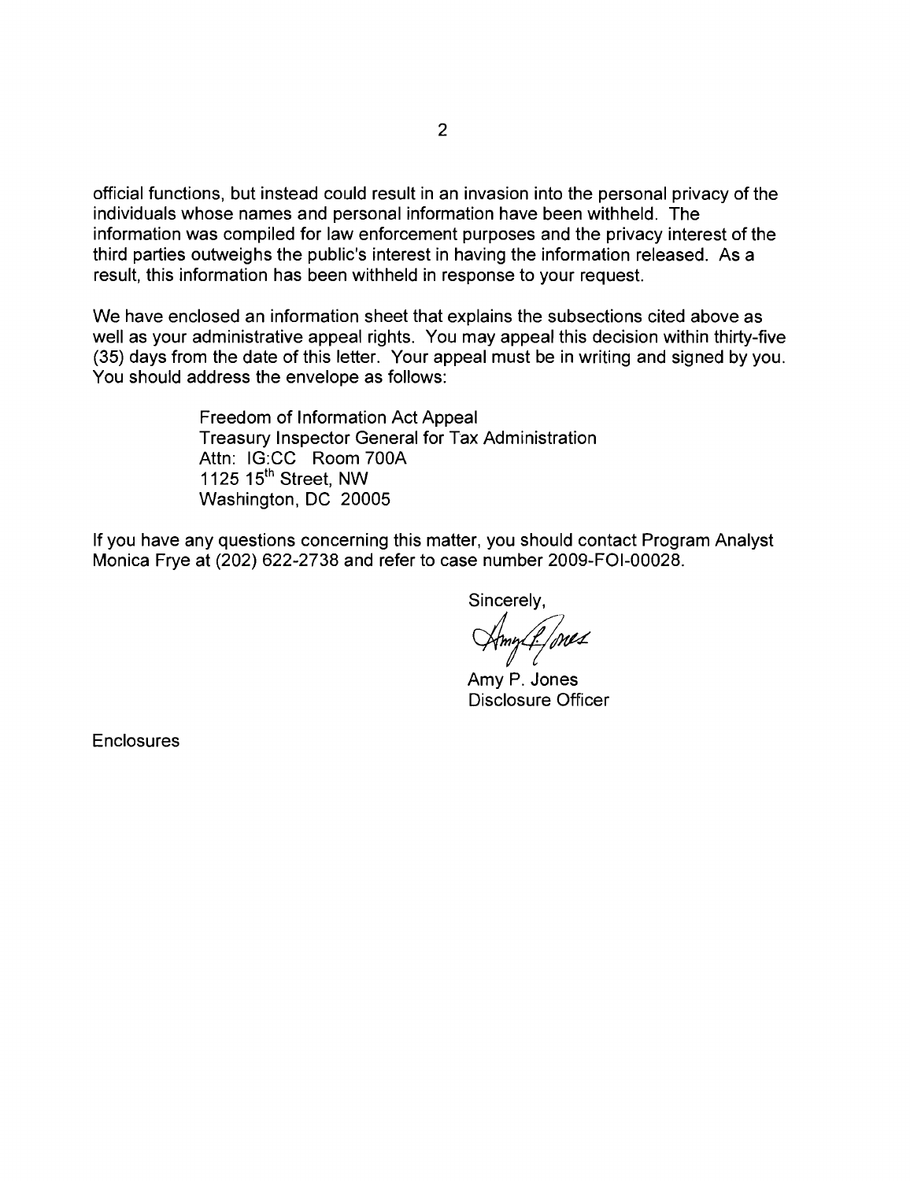official functions, but instead could result in an invasion into the personal privacy of the individuals whose names and personal information have been withheld. The information was compiled for law enforcement purposes and the privacy interest of the third parties outweighs the public's interest in having the information released. As a result, this information has been withheld in response to your request.

We have enclosed an information sheet that explains the subsections cited above as well as your administrative appeal rights. You may appeal this decision within thirty-five (35) days from the date of this letter. Your appeal must be in writing and signed by you. You should address the envelope as follows:

> Freedom of Information Act Appeal
> Treasury Inspector General for Tax Administration
> Attn: IG:CC Room 700A
> 1125 15th Street, NW
> Washington, DC 20005

If you have any questions concerning this matter, you should contact Program Analyst Monica Frye at (202) 622-2738 and refer to case number 2009-FOI-00028.

Sincerely,

Amy P. Jones

Amy P. Jones
Disclosure Officer

Enclosures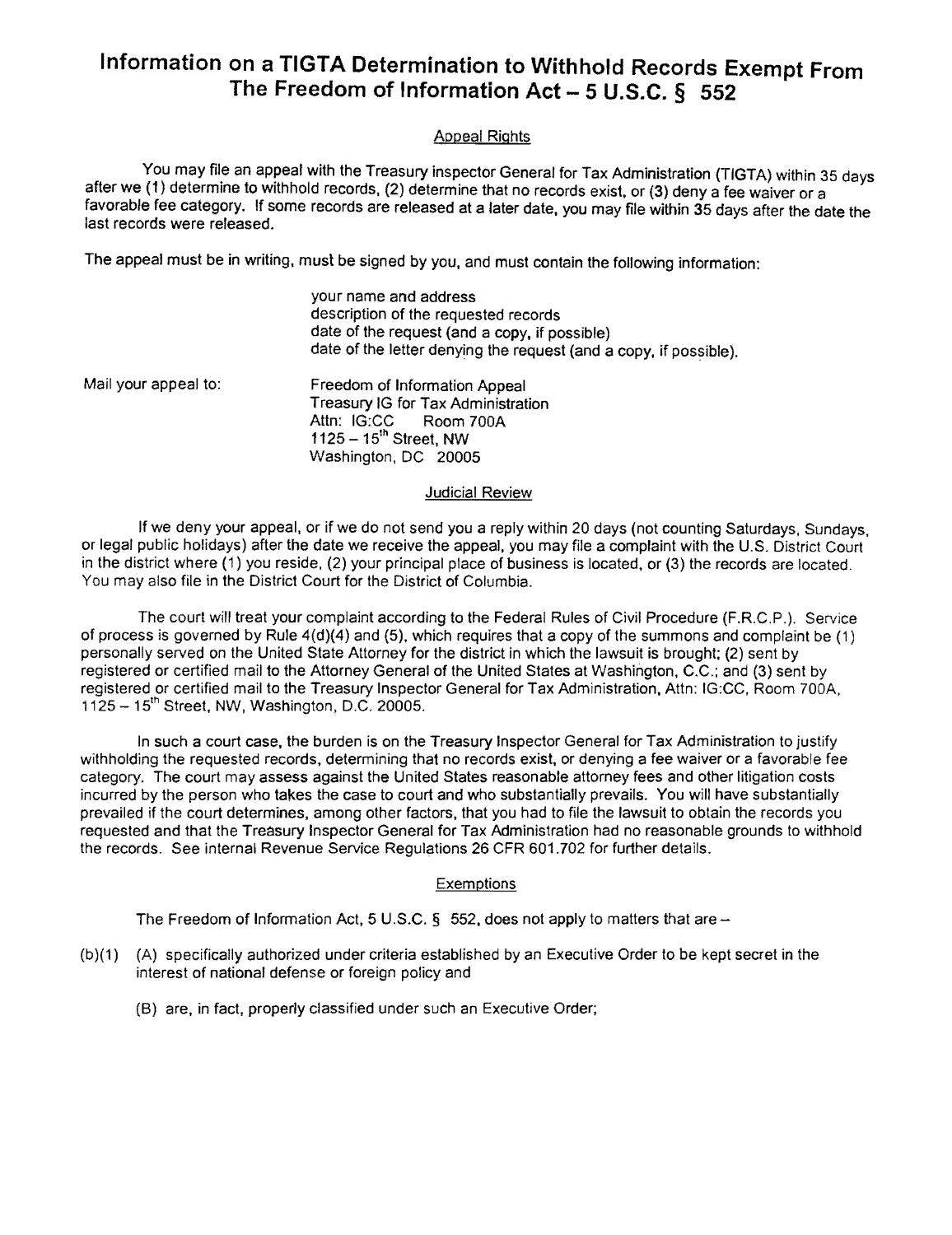# Information on a TIGTA Determination to Withhold Records Exempt From The Freedom of Information Act – 5 U.S.C. § 552

## Appeal Rights

You may file an appeal with the Treasury inspector General for Tax Administration (TIGTA) within 35 days after we (1) determine to withhold records, (2) determine that no records exist, or (3) deny a fee waiver or a favorable fee category. If some records are released at a later date, you may file within 35 days after the date the last records were released.

The appeal must be in writing, must be signed by you, and must contain the following information:

your name and address
description of the requested records
date of the request (and a copy, if possible)
date of the letter denying the request (and a copy, if possible).

Mail your appeal to:

Freedom of Information Appeal
Treasury IG for Tax Administration
Attn: IG:CC Room 700A
1125 – 15th Street, NW
Washington, DC 20005

## Judicial Review

If we deny your appeal, or if we do not send you a reply within 20 days (not counting Saturdays, Sundays, or legal public holidays) after the date we receive the appeal, you may file a complaint with the U.S. District Court in the district where (1) you reside, (2) your principal place of business is located, or (3) the records are located. You may also file in the District Court for the District of Columbia.

The court will treat your complaint according to the Federal Rules of Civil Procedure (F.R.C.P.). Service of process is governed by Rule 4(d)(4) and (5), which requires that a copy of the summons and complaint be (1) personally served on the United State Attorney for the district in which the lawsuit is brought; (2) sent by registered or certified mail to the Attorney General of the United States at Washington, C.C.; and (3) sent by registered or certified mail to the Treasury Inspector General for Tax Administration, Attn: IG:CC, Room 700A, 1125 – 15th Street, NW, Washington, D.C. 20005.

In such a court case, the burden is on the Treasury Inspector General for Tax Administration to justify withholding the requested records, determining that no records exist, or denying a fee waiver or a favorable fee category. The court may assess against the United States reasonable attorney fees and other litigation costs incurred by the person who takes the case to court and who substantially prevails. You will have substantially prevailed if the court determines, among other factors, that you had to file the lawsuit to obtain the records you requested and that the Treasury Inspector General for Tax Administration had no reasonable grounds to withhold the records. See internal Revenue Service Regulations 26 CFR 601.702 for further details.

## Exemptions

The Freedom of Information Act, 5 U.S.C. § 552, does not apply to matters that are –

(b)(1) (A) specifically authorized under criteria established by an Executive Order to be kept secret in the interest of national defense or foreign policy and

(B) are, in fact, properly classified under such an Executive Order;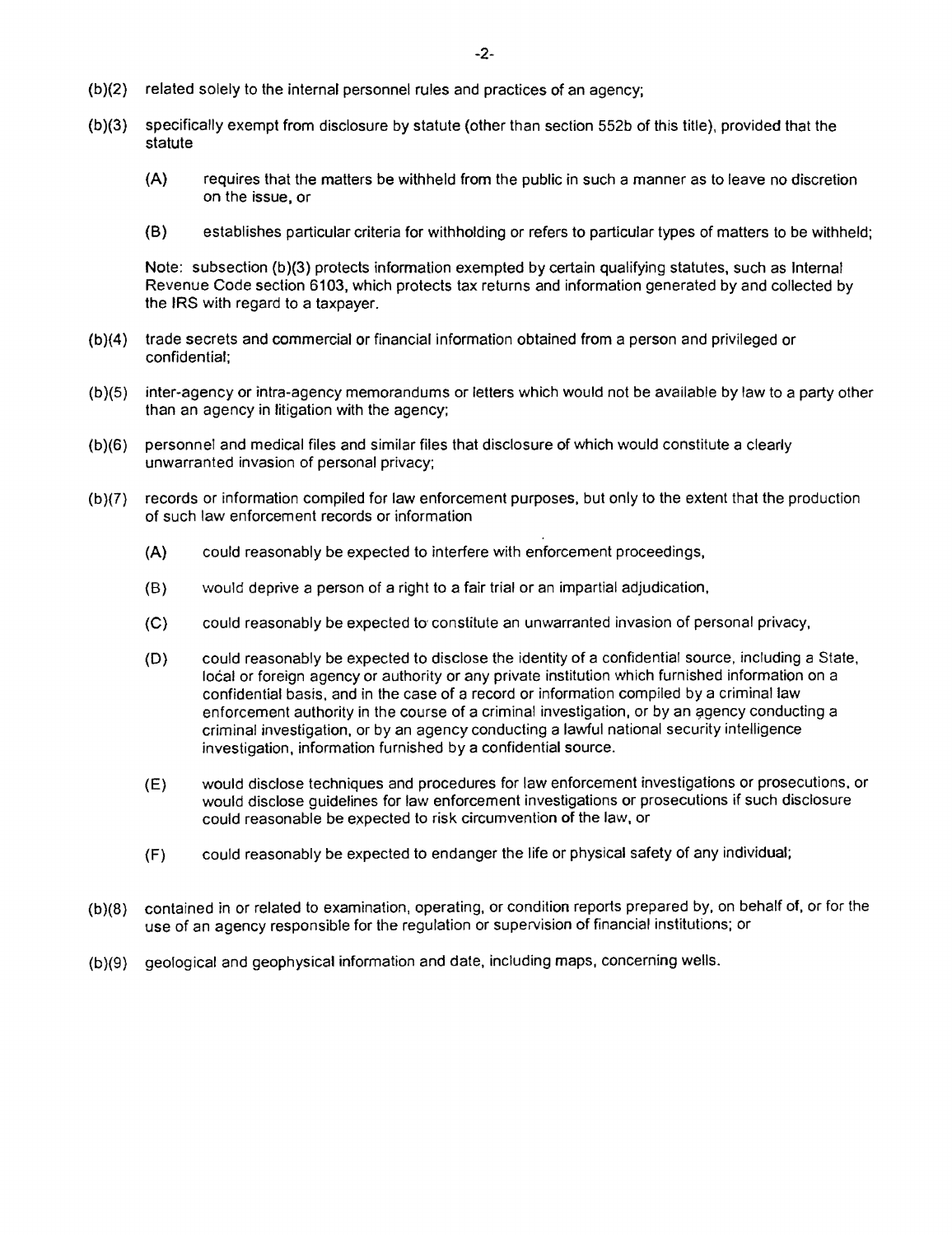(b)(2) related solely to the internal personnel rules and practices of an agency;

(b)(3) specifically exempt from disclosure by statute (other than section 552b of this title), provided that the statute

- (A) requires that the matters be withheld from the public in such a manner as to leave no discretion on the issue, or

- (B) establishes particular criteria for withholding or refers to particular types of matters to be withheld;

Note: subsection (b)(3) protects information exempted by certain qualifying statutes, such as Internal Revenue Code section 6103, which protects tax returns and information generated by and collected by the IRS with regard to a taxpayer.

(b)(4) trade secrets and commercial or financial information obtained from a person and privileged or confidential;

(b)(5) inter-agency or intra-agency memorandums or letters which would not be available by law to a party other than an agency in litigation with the agency;

(b)(6) personnel and medical files and similar files that disclosure of which would constitute a clearly unwarranted invasion of personal privacy;

(b)(7) records or information compiled for law enforcement purposes, but only to the extent that the production of such law enforcement records or information

- (A) could reasonably be expected to interfere with enforcement proceedings,

- (B) would deprive a person of a right to a fair trial or an impartial adjudication,

- (C) could reasonably be expected to constitute an unwarranted invasion of personal privacy,

- (D) could reasonably be expected to disclose the identity of a confidential source, including a State, local or foreign agency or authority or any private institution which furnished information on a confidential basis, and in the case of a record or information compiled by a criminal law enforcement authority in the course of a criminal investigation, or by an agency conducting a criminal investigation, or by an agency conducting a lawful national security intelligence investigation, information furnished by a confidential source.

- (E) would disclose techniques and procedures for law enforcement investigations or prosecutions, or would disclose guidelines for law enforcement investigations or prosecutions if such disclosure could reasonable be expected to risk circumvention of the law, or

- (F) could reasonably be expected to endanger the life or physical safety of any individual;

(b)(8) contained in or related to examination, operating, or condition reports prepared by, on behalf of, or for the use of an agency responsible for the regulation or supervision of financial institutions; or

(b)(9) geological and geophysical information and date, including maps, concerning wells.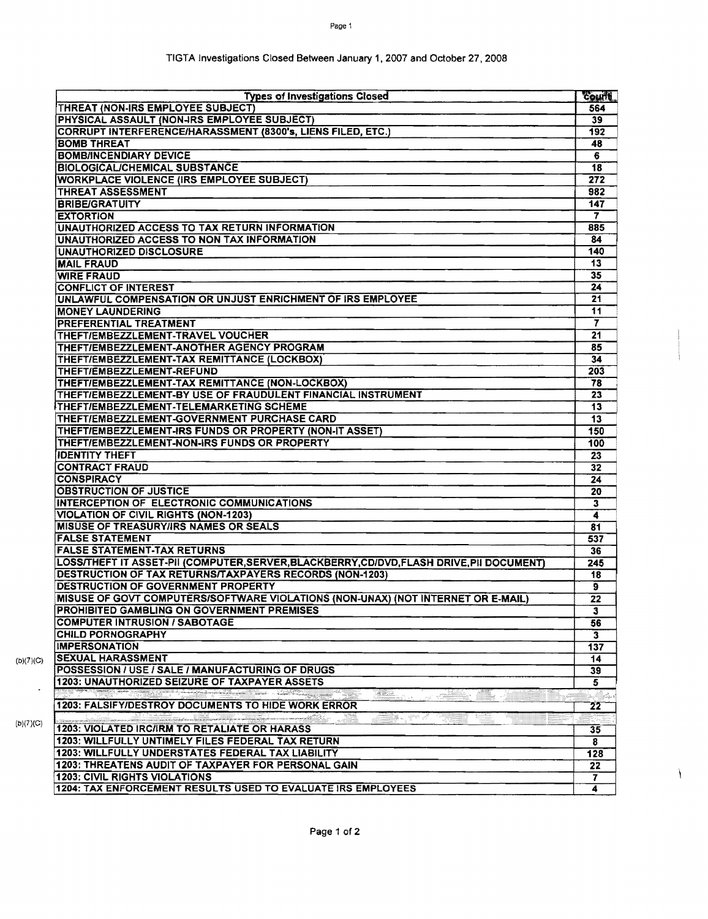# TIGTA Investigations Closed Between January 1, 2007 and October 27, 2008

| Types of Investigations Closed | Count |
|---|---|
| THREAT (NON-IRS EMPLOYEE SUBJECT) | 564 |
| PHYSICAL ASSAULT (NON-IRS EMPLOYEE SUBJECT) | 39 |
| CORRUPT INTERFERENCE/HARASSMENT (8300's, LIENS FILED, ETC.) | 192 |
| BOMB THREAT | 48 |
| BOMB/INCENDIARY DEVICE | 6 |
| BIOLOGICAL/CHEMICAL SUBSTANCE | 18 |
| WORKPLACE VIOLENCE (IRS EMPLOYEE SUBJECT) | 272 |
| THREAT ASSESSMENT | 982 |
| BRIBE/GRATUITY | 147 |
| EXTORTION | 7 |
| UNAUTHORIZED ACCESS TO TAX RETURN INFORMATION | 885 |
| UNAUTHORIZED ACCESS TO NON TAX INFORMATION | 84 |
| UNAUTHORIZED DISCLOSURE | 140 |
| MAIL FRAUD | 13 |
| WIRE FRAUD | 35 |
| CONFLICT OF INTEREST | 24 |
| UNLAWFUL COMPENSATION OR UNJUST ENRICHMENT OF IRS EMPLOYEE | 21 |
| MONEY LAUNDERING | 11 |
| PREFERENTIAL TREATMENT | 7 |
| THEFT/EMBEZZLEMENT-TRAVEL VOUCHER | 21 |
| THEFT/EMBEZZLEMENT-ANOTHER AGENCY PROGRAM | 85 |
| THEFT/EMBEZZLEMENT-TAX REMITTANCE (LOCKBOX) | 34 |
| THEFT/EMBEZZLEMENT-REFUND | 203 |
| THEFT/EMBEZZLEMENT-TAX REMITTANCE (NON-LOCKBOX) | 78 |
| THEFT/EMBEZZLEMENT-BY USE OF FRAUDULENT FINANCIAL INSTRUMENT | 23 |
| THEFT/EMBEZZLEMENT-TELEMARKETING SCHEME | 13 |
| THEFT/EMBEZZLEMENT-GOVERNMENT PURCHASE CARD | 13 |
| THEFT/EMBEZZLEMENT-IRS FUNDS OR PROPERTY (NON-IT ASSET) | 150 |
| THEFT/EMBEZZLEMENT-NON-IRS FUNDS OR PROPERTY | 100 |
| IDENTITY THEFT | 23 |
| CONTRACT FRAUD | 32 |
| CONSPIRACY | 24 |
| OBSTRUCTION OF JUSTICE | 20 |
| INTERCEPTION OF ELECTRONIC COMMUNICATIONS | 3 |
| VIOLATION OF CIVIL RIGHTS (NON-1203) | 4 |
| MISUSE OF TREASURY/IRS NAMES OR SEALS | 81 |
| FALSE STATEMENT | 537 |
| FALSE STATEMENT-TAX RETURNS | 36 |
| LOSS/THEFT IT ASSET-PII (COMPUTER,SERVER,BLACKBERRY,CD/DVD,FLASH DRIVE,PII DOCUMENT) | 245 |
| DESTRUCTION OF TAX RETURNS/TAXPAYERS RECORDS (NON-1203) | 18 |
| DESTRUCTION OF GOVERNMENT PROPERTY | 9 |
| MISUSE OF GOVT COMPUTERS/SOFTWARE VIOLATIONS (NON-UNAX) (NOT INTERNET OR E-MAIL) | 22 |
| PROHIBITED GAMBLING ON GOVERNMENT PREMISES | 3 |
| COMPUTER INTRUSION / SABOTAGE | 56 |
| CHILD PORNOGRAPHY | 3 |
| IMPERSONATION | 137 |
| SEXUAL HARASSMENT | 14 |
| POSSESSION / USE / SALE / MANUFACTURING OF DRUGS | 39 |
| 1203: UNAUTHORIZED SEIZURE OF TAXPAYER ASSETS | 5 |
| (b)(7)(C) | |
| 1203: FALSIFY/DESTROY DOCUMENTS TO HIDE WORK ERROR | 22 |
| (b)(7)(C) | |
| 1203: VIOLATED IRC/IRM TO RETALIATE OR HARASS | 35 |
| 1203: WILLFULLY UNTIMELY FILES FEDERAL TAX RETURN | 8 |
| 1203: WILLFULLY UNDERSTATES FEDERAL TAX LIABILITY | 128 |
| 1203: THREATENS AUDIT OF TAXPAYER FOR PERSONAL GAIN | 22 |
| 1203: CIVIL RIGHTS VIOLATIONS | 7 |
| 1204: TAX ENFORCEMENT RESULTS USED TO EVALUATE IRS EMPLOYEES | 4 |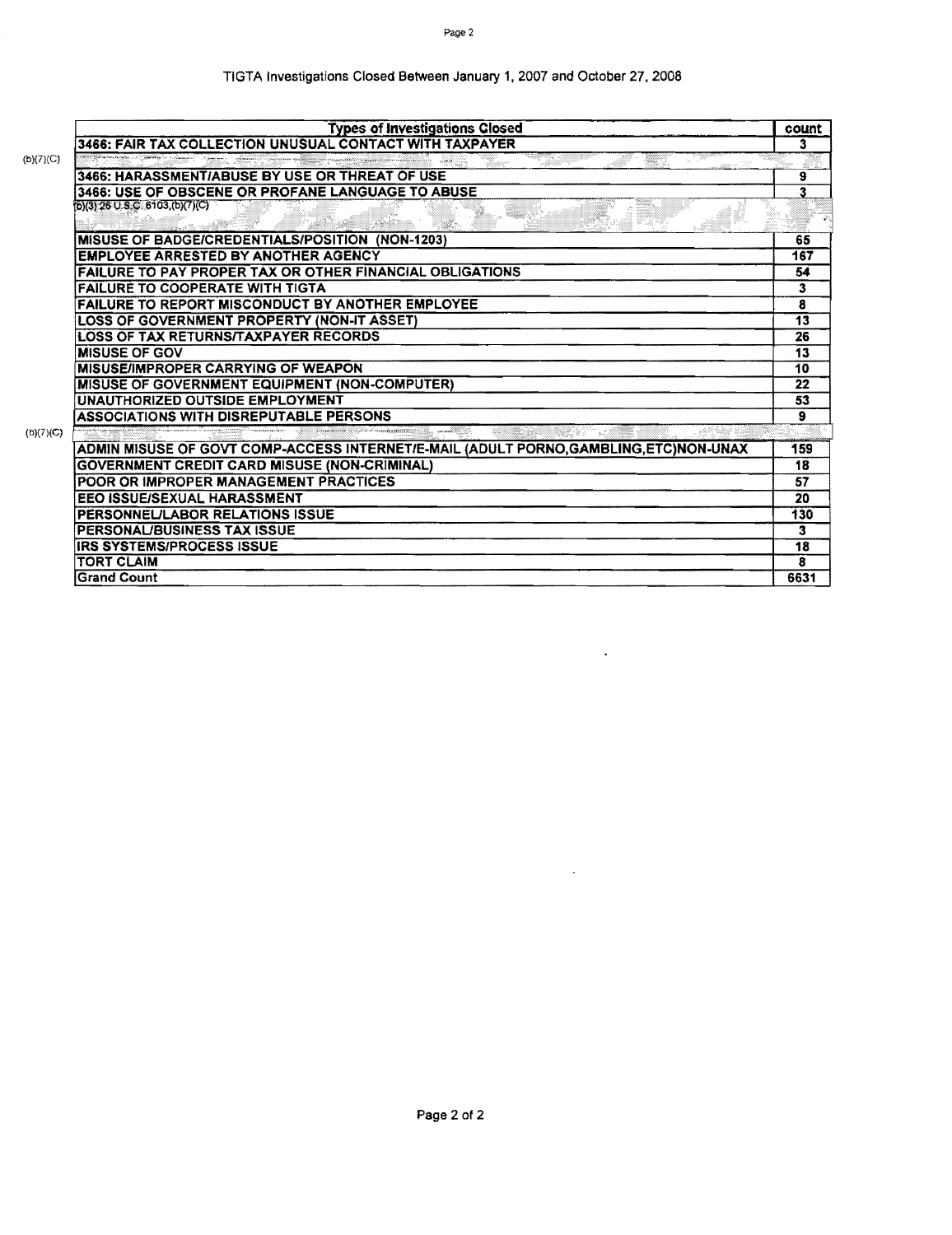TIGTA Investigations Closed Between January 1, 2007 and October 27, 2008

| Types of Investigations Closed | count |
|---|---|
| 3466: FAIR TAX COLLECTION UNUSUAL CONTACT WITH TAXPAYER | 3 |
| (b)(7)(C) | |
| 3466: HARASSMENT/ABUSE BY USE OR THREAT OF USE | 9 |
| 3466: USE OF OBSCENE OR PROFANE LANGUAGE TO ABUSE | 3 |
| (b)(3) 26 U.S.C. 6103,(b)(7)(C) | |
| MISUSE OF BADGE/CREDENTIALS/POSITION (NON-1203) | 65 |
| EMPLOYEE ARRESTED BY ANOTHER AGENCY | 167 |
| FAILURE TO PAY PROPER TAX OR OTHER FINANCIAL OBLIGATIONS | 54 |
| FAILURE TO COOPERATE WITH TIGTA | 3 |
| FAILURE TO REPORT MISCONDUCT BY ANOTHER EMPLOYEE | 8 |
| LOSS OF GOVERNMENT PROPERTY (NON-IT ASSET) | 13 |
| LOSS OF TAX RETURNS/TAXPAYER RECORDS | 26 |
| MISUSE OF GOV | 13 |
| MISUSE/IMPROPER CARRYING OF WEAPON | 10 |
| MISUSE OF GOVERNMENT EQUIPMENT (NON-COMPUTER) | 22 |
| UNAUTHORIZED OUTSIDE EMPLOYMENT | 53 |
| ASSOCIATIONS WITH DISREPUTABLE PERSONS | 9 |
| (b)(7)(C) | |
| ADMIN MISUSE OF GOVT COMP-ACCESS INTERNET/E-MAIL (ADULT PORNO,GAMBLING,ETC)NON-UNAX | 159 |
| GOVERNMENT CREDIT CARD MISUSE (NON-CRIMINAL) | 18 |
| POOR OR IMPROPER MANAGEMENT PRACTICES | 57 |
| EEO ISSUE/SEXUAL HARASSMENT | 20 |
| PERSONNEL/LABOR RELATIONS ISSUE | 130 |
| PERSONAL/BUSINESS TAX ISSUE | 3 |
| IRS SYSTEMS/PROCESS ISSUE | 18 |
| TORT CLAIM | 8 |
| Grand Count | 6631 |